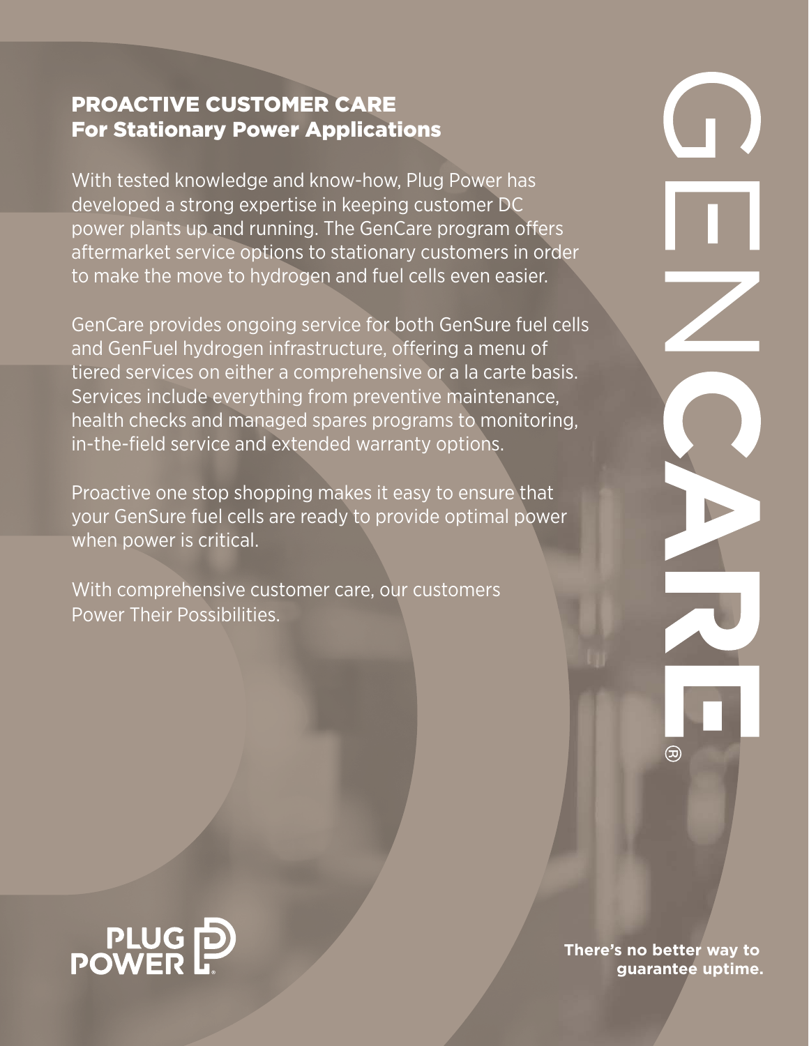## PROACTIVE CUSTOMER CARE
### For Stationary Power Applications

With tested knowledge and know-how, Plug Power has developed a strong expertise in keeping customer DC power plants up and running. The GenCare program offers aftermarket service options to stationary customers in order to make the move to hydrogen and fuel cells even easier.

GenCare provides ongoing service for both GenSure fuel cells and GenFuel hydrogen infrastructure, offering a menu of tiered services on either a comprehensive or a la carte basis. Services include everything from preventive maintenance, health checks and managed spares programs to monitoring, in-the-field service and extended warranty options.

Proactive one stop shopping makes it easy to ensure that your GenSure fuel cells are ready to provide optimal power when power is critical.

With comprehensive customer care, our customers Power Their Possibilities.

GENCARE®

PLUG POWER

**There's no better way to guarantee uptime.**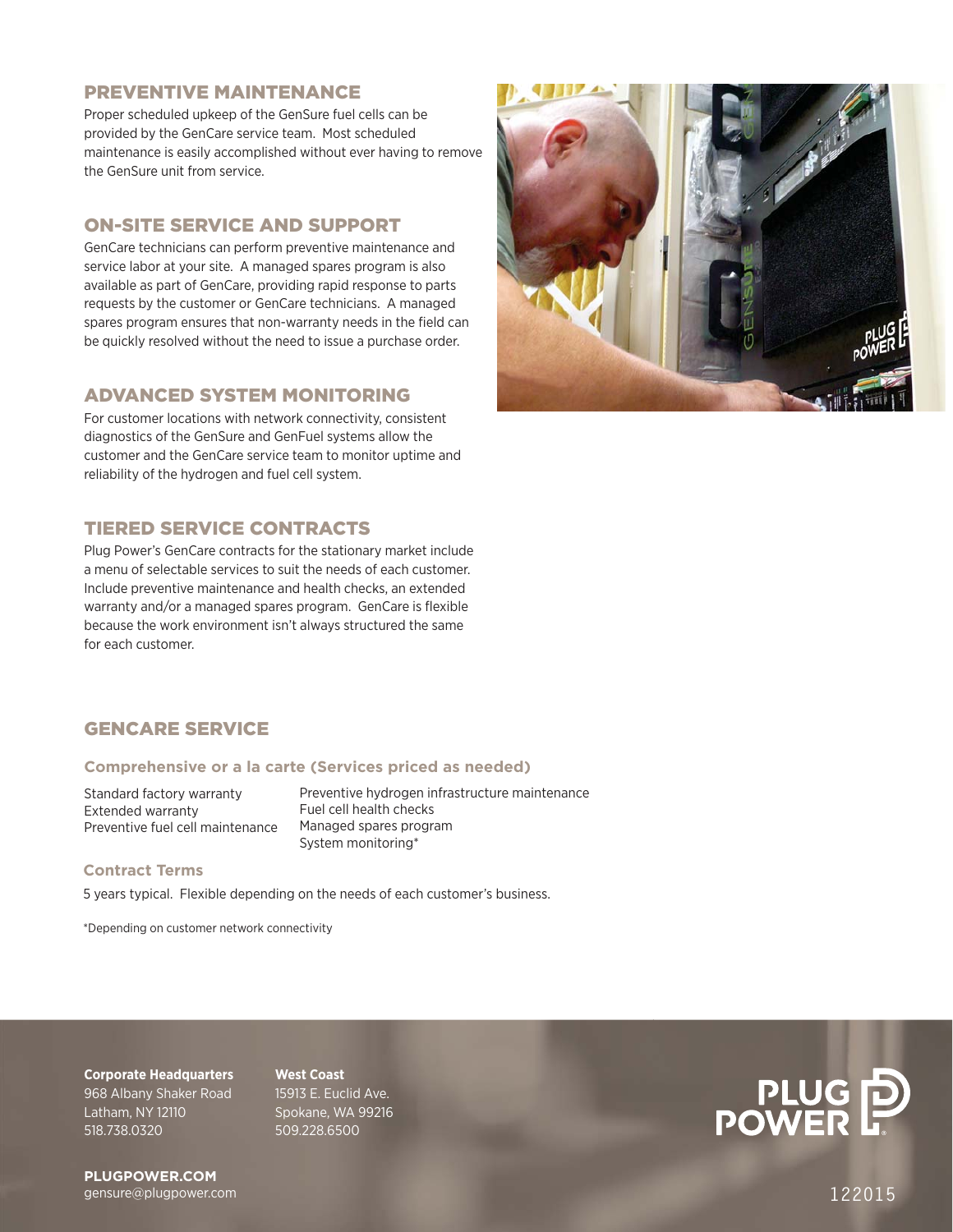## PREVENTIVE MAINTENANCE

Proper scheduled upkeep of the GenSure fuel cells can be provided by the GenCare service team. Most scheduled maintenance is easily accomplished without ever having to remove the GenSure unit from service.

## ON-SITE SERVICE AND SUPPORT

GenCare technicians can perform preventive maintenance and service labor at your site. A managed spares program is also available as part of GenCare, providing rapid response to parts requests by the customer or GenCare technicians. A managed spares program ensures that non-warranty needs in the field can be quickly resolved without the need to issue a purchase order.

## ADVANCED SYSTEM MONITORING

For customer locations with network connectivity, consistent diagnostics of the GenSure and GenFuel systems allow the customer and the GenCare service team to monitor uptime and reliability of the hydrogen and fuel cell system.

## TIERED SERVICE CONTRACTS

Plug Power's GenCare contracts for the stationary market include a menu of selectable services to suit the needs of each customer. Include preventive maintenance and health checks, an extended warranty and/or a managed spares program. GenCare is flexible because the work environment isn't always structured the same for each customer.

## GENCARE SERVICE

### Comprehensive or a la carte (Services priced as needed)

- Standard factory warranty
- Extended warranty
- Preventive fuel cell maintenance
- Preventive hydrogen infrastructure maintenance
- Fuel cell health checks
- Managed spares program
- System monitoring*

### Contract Terms

5 years typical. Flexible depending on the needs of each customer's business.

*Depending on customer network connectivity

**Corporate Headquarters**
968 Albany Shaker Road
Latham, NY 12110
518.738.0320

**West Coast**
15913 E. Euclid Ave.
Spokane, WA 99216
509.228.6500

**PLUGPOWER.COM**
gensure@plugpower.com

PLUG POWER

122015